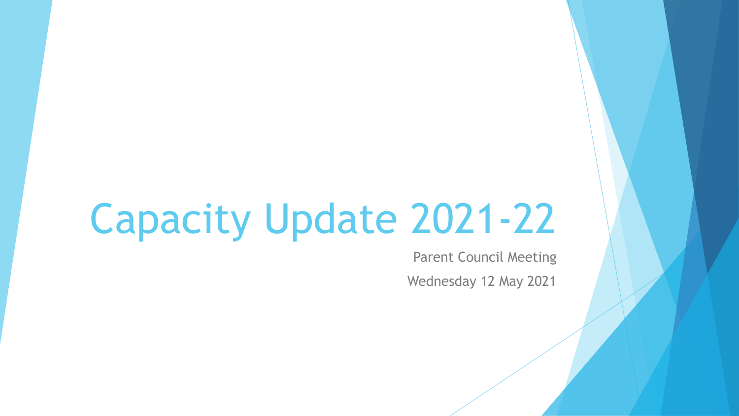# Capacity Update 2021-22

Parent Council Meeting

Wednesday 12 May 2021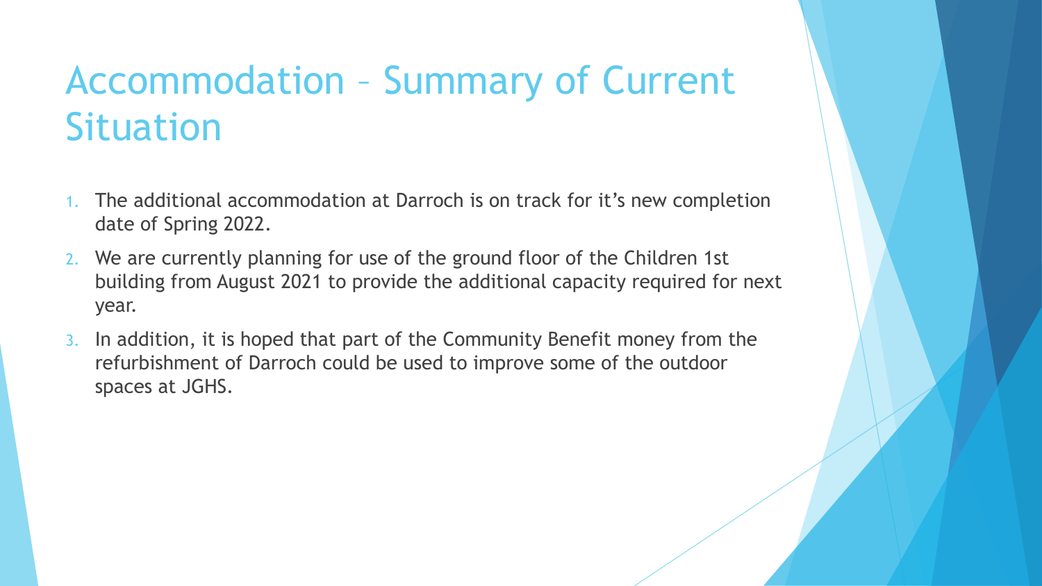# Accommodation – Summary of Current Situation

1. The additional accommodation at Darroch is on track for it's new completion date of Spring 2022.
2. We are currently planning for use of the ground floor of the Children 1st building from August 2021 to provide the additional capacity required for next year.
3. In addition, it is hoped that part of the Community Benefit money from the refurbishment of Darroch could be used to improve some of the outdoor spaces at JGHS.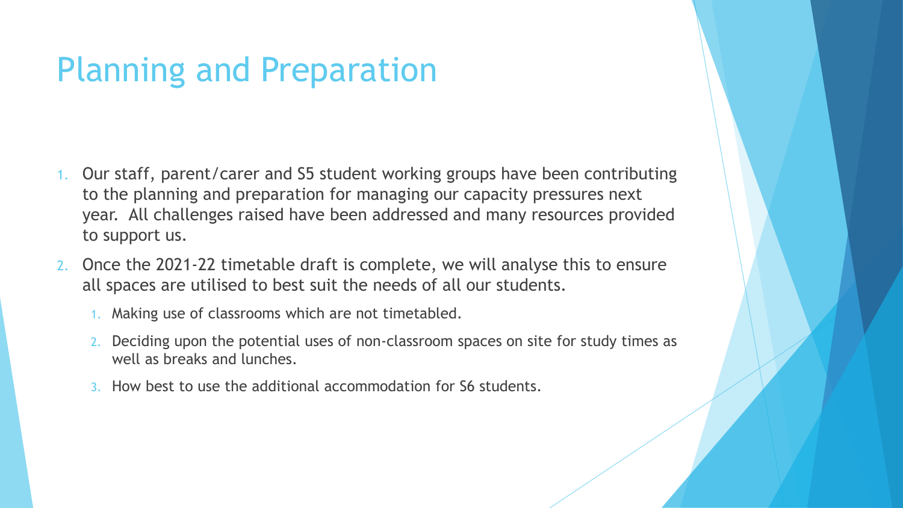# Planning and Preparation

1. Our staff, parent/carer and S5 student working groups have been contributing to the planning and preparation for managing our capacity pressures next year. All challenges raised have been addressed and many resources provided to support us.
2. Once the 2021-22 timetable draft is complete, we will analyse this to ensure all spaces are utilised to best suit the needs of all our students.
   1. Making use of classrooms which are not timetabled.
   2. Deciding upon the potential uses of non-classroom spaces on site for study times as well as breaks and lunches.
   3. How best to use the additional accommodation for S6 students.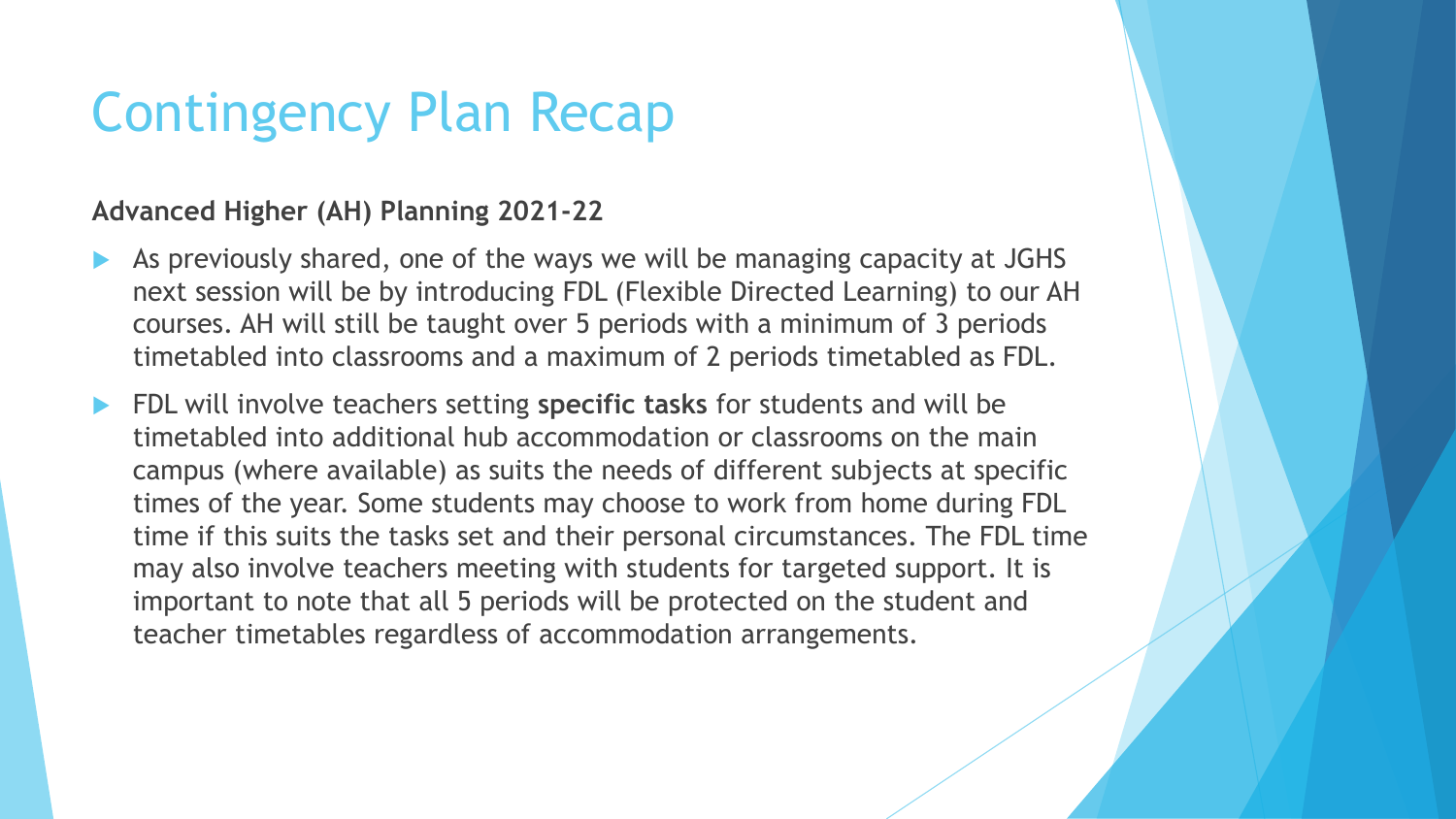# Contingency Plan Recap

**Advanced Higher (AH) Planning 2021-22**

- As previously shared, one of the ways we will be managing capacity at JGHS next session will be by introducing FDL (Flexible Directed Learning) to our AH courses. AH will still be taught over 5 periods with a minimum of 3 periods timetabled into classrooms and a maximum of 2 periods timetabled as FDL.
- FDL will involve teachers setting **specific tasks** for students and will be timetabled into additional hub accommodation or classrooms on the main campus (where available) as suits the needs of different subjects at specific times of the year. Some students may choose to work from home during FDL time if this suits the tasks set and their personal circumstances. The FDL time may also involve teachers meeting with students for targeted support. It is important to note that all 5 periods will be protected on the student and teacher timetables regardless of accommodation arrangements.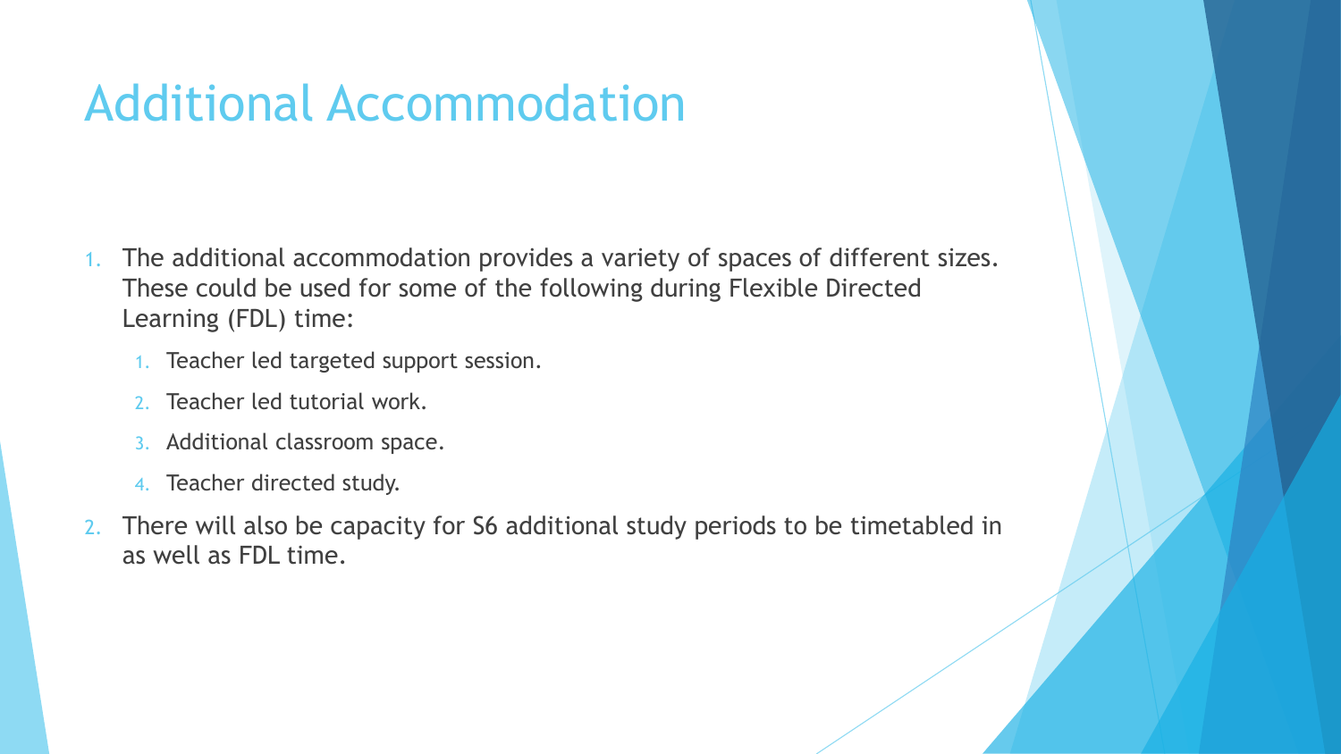# Additional Accommodation

1. The additional accommodation provides a variety of spaces of different sizes. These could be used for some of the following during Flexible Directed Learning (FDL) time:
   1. Teacher led targeted support session.
   2. Teacher led tutorial work.
   3. Additional classroom space.
   4. Teacher directed study.
2. There will also be capacity for S6 additional study periods to be timetabled in as well as FDL time.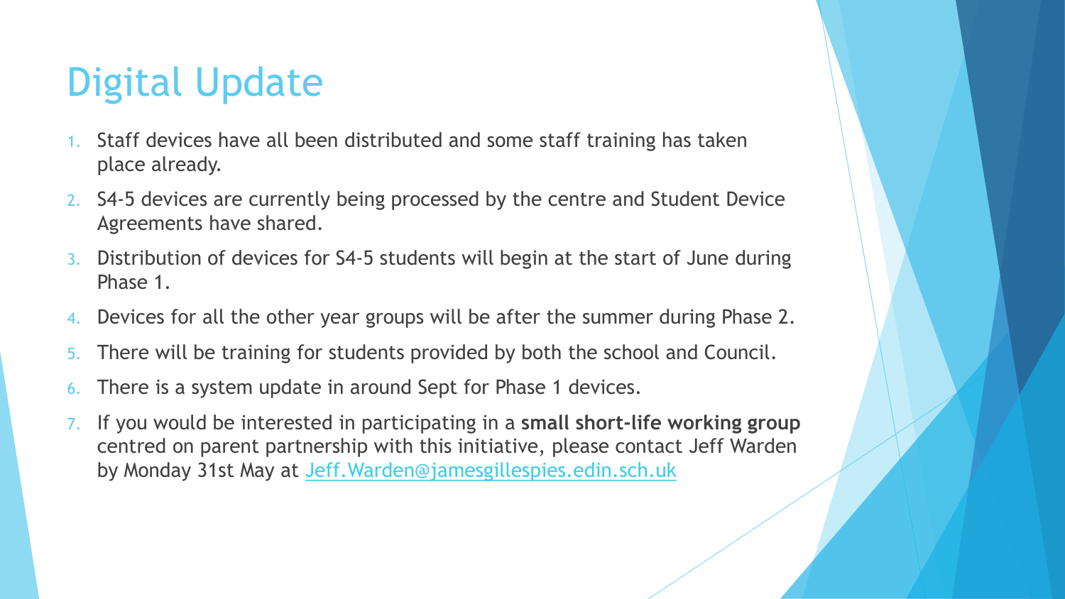# Digital Update

1. Staff devices have all been distributed and some staff training has taken place already.
2. S4-5 devices are currently being processed by the centre and Student Device Agreements have shared.
3. Distribution of devices for S4-5 students will begin at the start of June during Phase 1.
4. Devices for all the other year groups will be after the summer during Phase 2.
5. There will be training for students provided by both the school and Council.
6. There is a system update in around Sept for Phase 1 devices.
7. If you would be interested in participating in a **small short-life working group** centred on parent partnership with this initiative, please contact Jeff Warden by Monday 31st May at Jeff.Warden@jamesgillespies.edin.sch.uk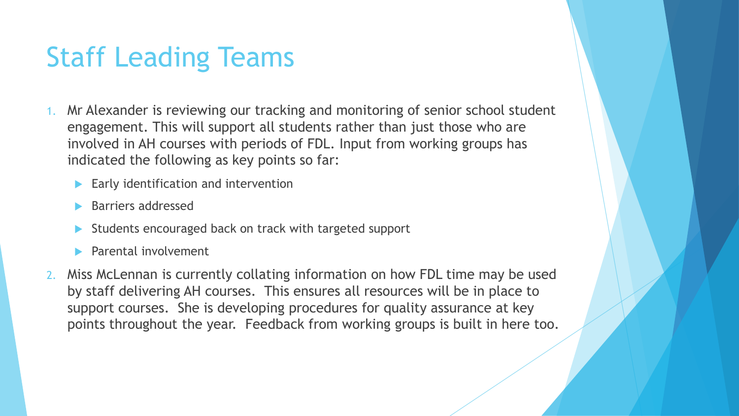# Staff Leading Teams

1. Mr Alexander is reviewing our tracking and monitoring of senior school student engagement. This will support all students rather than just those who are involved in AH courses with periods of FDL. Input from working groups has indicated the following as key points so far:
   - Early identification and intervention
   - Barriers addressed
   - Students encouraged back on track with targeted support
   - Parental involvement
2. Miss McLennan is currently collating information on how FDL time may be used by staff delivering AH courses. This ensures all resources will be in place to support courses. She is developing procedures for quality assurance at key points throughout the year. Feedback from working groups is built in here too.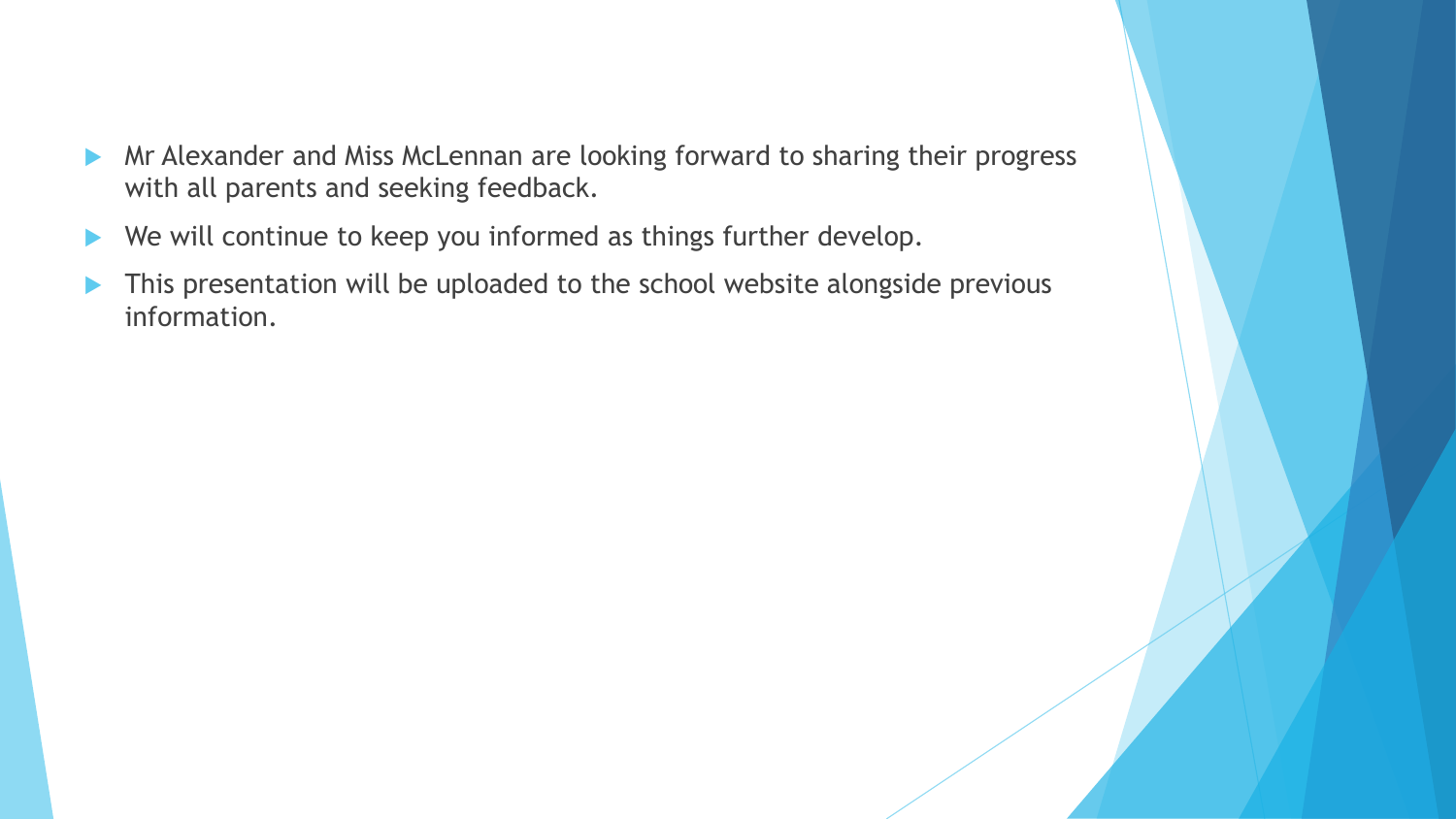- Mr Alexander and Miss McLennan are looking forward to sharing their progress with all parents and seeking feedback.
- We will continue to keep you informed as things further develop.
- This presentation will be uploaded to the school website alongside previous information.